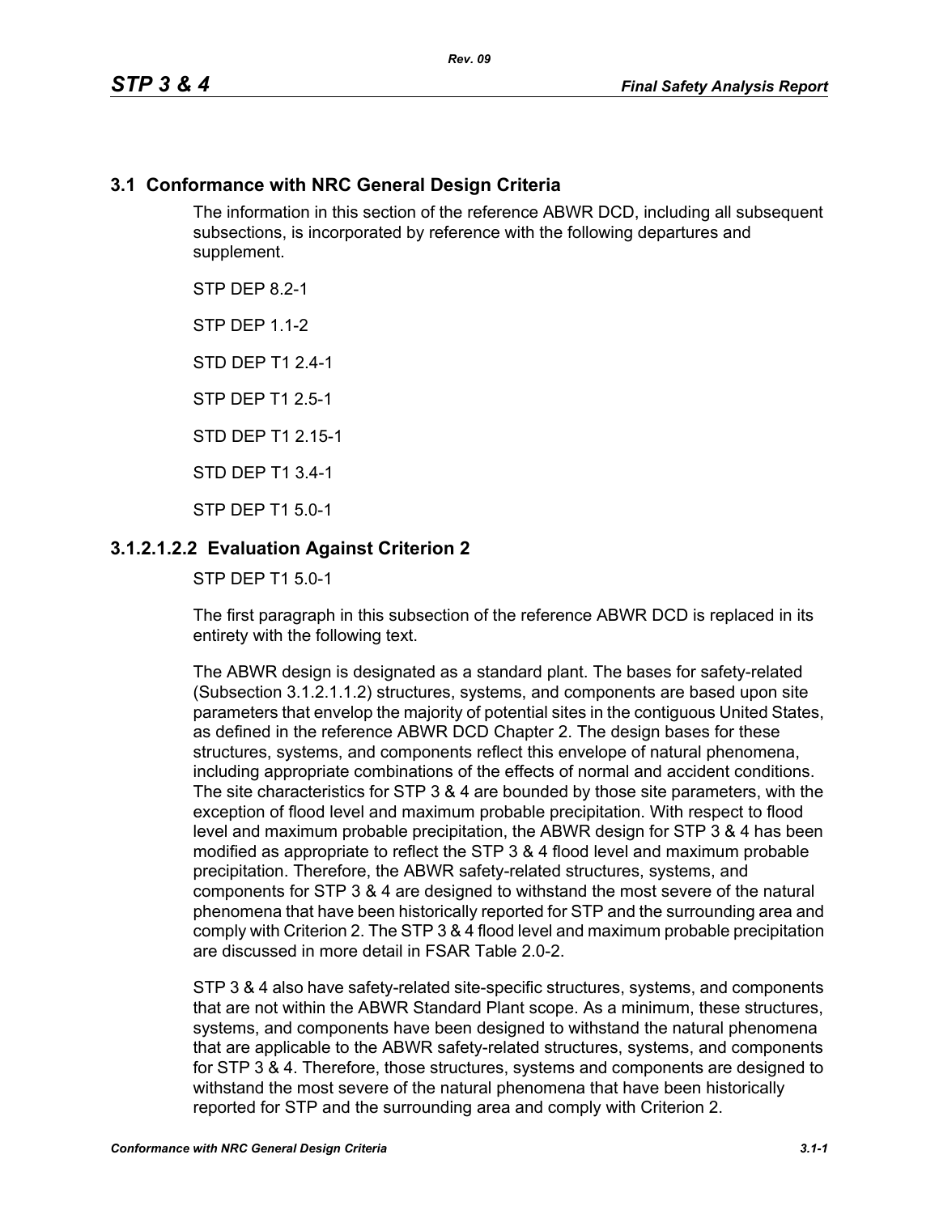## 3.1 Conformance with NRC General Design Criteria

The information in this section of the reference ABWR DCD, including all subsequent subsections, is incorporated by reference with the following departures and supplement.

STP DEP 8.2-1

STP DEP 1.1-2

STD DEP T1 2.4-1

STP DEP T1 2.5-1

STD DEP T1 2.15-1

STD DEP T1 3.4-1

STP DEP T1 5.0-1

### 3.1.2.1.2.2 Evaluation Against Criterion 2

STP DEP T1 5.0-1

The first paragraph in this subsection of the reference ABWR DCD is replaced in its entirety with the following text.

The ABWR design is designated as a standard plant. The bases for safety-related (Subsection 3.1.2.1.1.2) structures, systems, and components are based upon site parameters that envelop the majority of potential sites in the contiguous United States, as defined in the reference ABWR DCD Chapter 2. The design bases for these structures, systems, and components reflect this envelope of natural phenomena, including appropriate combinations of the effects of normal and accident conditions. The site characteristics for STP 3 & 4 are bounded by those site parameters, with the exception of flood level and maximum probable precipitation. With respect to flood level and maximum probable precipitation, the ABWR design for STP 3 & 4 has been modified as appropriate to reflect the STP 3 & 4 flood level and maximum probable precipitation. Therefore, the ABWR safety-related structures, systems, and components for STP 3 & 4 are designed to withstand the most severe of the natural phenomena that have been historically reported for STP and the surrounding area and comply with Criterion 2. The STP 3 & 4 flood level and maximum probable precipitation are discussed in more detail in FSAR Table 2.0-2.

STP 3 & 4 also have safety-related site-specific structures, systems, and components that are not within the ABWR Standard Plant scope. As a minimum, these structures, systems, and components have been designed to withstand the natural phenomena that are applicable to the ABWR safety-related structures, systems, and components for STP 3 & 4. Therefore, those structures, systems and components are designed to withstand the most severe of the natural phenomena that have been historically reported for STP and the surrounding area and comply with Criterion 2.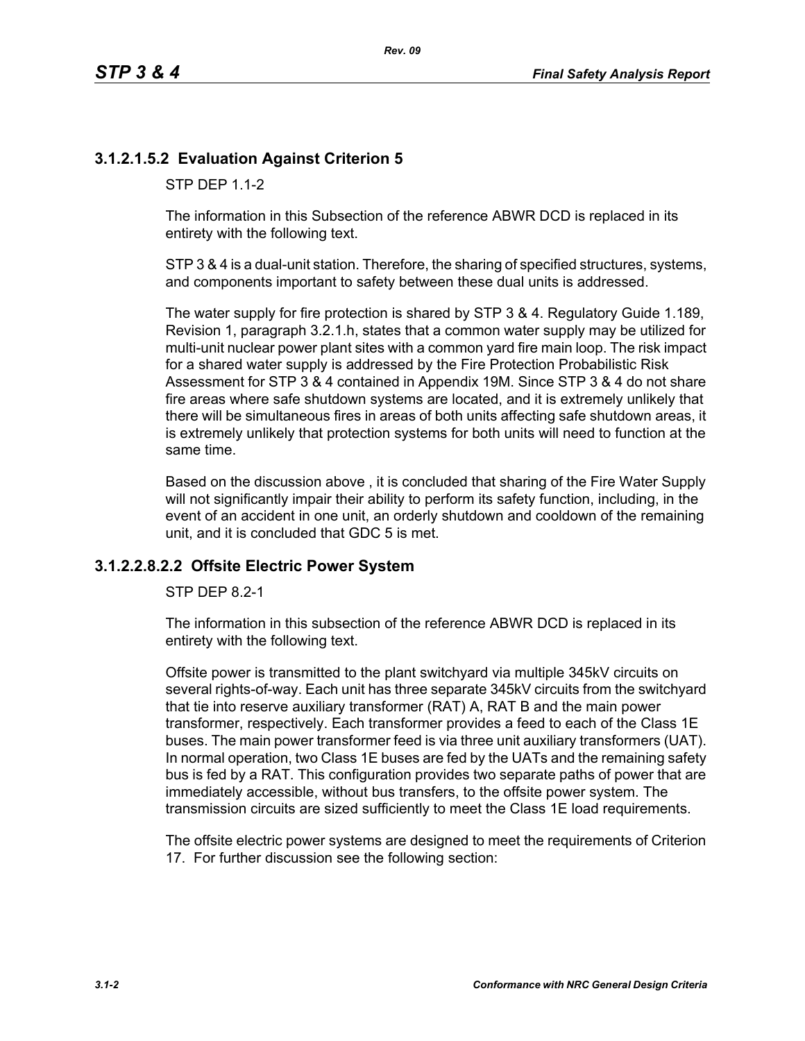### 3.1.2.1.5.2 Evaluation Against Criterion 5

STP DEP 1.1-2

The information in this Subsection of the reference ABWR DCD is replaced in its entirety with the following text.

STP 3 & 4 is a dual-unit station. Therefore, the sharing of specified structures, systems, and components important to safety between these dual units is addressed.

The water supply for fire protection is shared by STP 3 & 4. Regulatory Guide 1.189, Revision 1, paragraph 3.2.1.h, states that a common water supply may be utilized for multi-unit nuclear power plant sites with a common yard fire main loop. The risk impact for a shared water supply is addressed by the Fire Protection Probabilistic Risk Assessment for STP 3 & 4 contained in Appendix 19M. Since STP 3 & 4 do not share fire areas where safe shutdown systems are located, and it is extremely unlikely that there will be simultaneous fires in areas of both units affecting safe shutdown areas, it is extremely unlikely that protection systems for both units will need to function at the same time.

Based on the discussion above , it is concluded that sharing of the Fire Water Supply will not significantly impair their ability to perform its safety function, including, in the event of an accident in one unit, an orderly shutdown and cooldown of the remaining unit, and it is concluded that GDC 5 is met.

### 3.1.2.2.8.2.2 Offsite Electric Power System

STP DEP 8.2-1

The information in this subsection of the reference ABWR DCD is replaced in its entirety with the following text.

Offsite power is transmitted to the plant switchyard via multiple 345kV circuits on several rights-of-way. Each unit has three separate 345kV circuits from the switchyard that tie into reserve auxiliary transformer (RAT) A, RAT B and the main power transformer, respectively. Each transformer provides a feed to each of the Class 1E buses. The main power transformer feed is via three unit auxiliary transformers (UAT). In normal operation, two Class 1E buses are fed by the UATs and the remaining safety bus is fed by a RAT. This configuration provides two separate paths of power that are immediately accessible, without bus transfers, to the offsite power system. The transmission circuits are sized sufficiently to meet the Class 1E load requirements.

The offsite electric power systems are designed to meet the requirements of Criterion 17. For further discussion see the following section: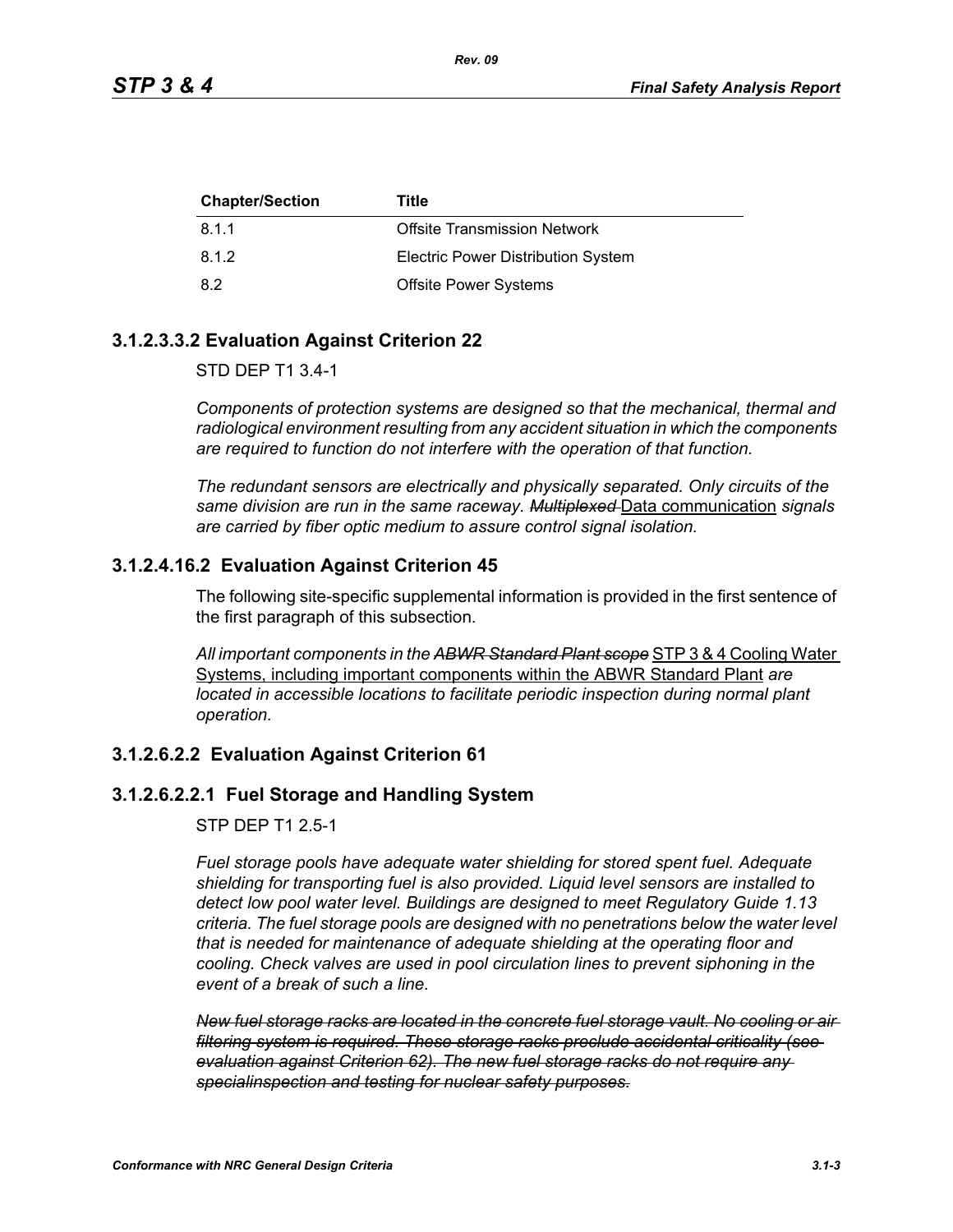| Chapter/Section | Title |
|---|---|
| 8.1.1 | Offsite Transmission Network |
| 8.1.2 | Electric Power Distribution System |
| 8.2 | Offsite Power Systems |

### 3.1.2.3.3.2 Evaluation Against Criterion 22

STD DEP T1 3.4-1

*Components of protection systems are designed so that the mechanical, thermal and radiological environment resulting from any accident situation in which the components are required to function do not interfere with the operation of that function.*

*The redundant sensors are electrically and physically separated. Only circuits of the same division are run in the same raceway.* ~~*Multiplexed*~~ <u>Data communication</u> *signals are carried by fiber optic medium to assure control signal isolation.*

### 3.1.2.4.16.2 Evaluation Against Criterion 45

The following site-specific supplemental information is provided in the first sentence of the first paragraph of this subsection.

*All important components in the* ~~*ABWR Standard Plant scope*~~ <u>STP 3 & 4 Cooling Water Systems, including important components within the ABWR Standard Plant</u> *are located in accessible locations to facilitate periodic inspection during normal plant operation.*

### 3.1.2.6.2.2 Evaluation Against Criterion 61

### 3.1.2.6.2.2.1 Fuel Storage and Handling System

STP DEP T1 2.5-1

*Fuel storage pools have adequate water shielding for stored spent fuel. Adequate shielding for transporting fuel is also provided. Liquid level sensors are installed to detect low pool water level. Buildings are designed to meet Regulatory Guide 1.13 criteria. The fuel storage pools are designed with no penetrations below the water level that is needed for maintenance of adequate shielding at the operating floor and cooling. Check valves are used in pool circulation lines to prevent siphoning in the event of a break of such a line.*

~~*New fuel storage racks are located in the concrete fuel storage vault. No cooling or air filtering system is required. These storage racks preclude accidental criticality (see evaluation against Criterion 62). The new fuel storage racks do not require any specialinspection and testing for nuclear safety purposes.*~~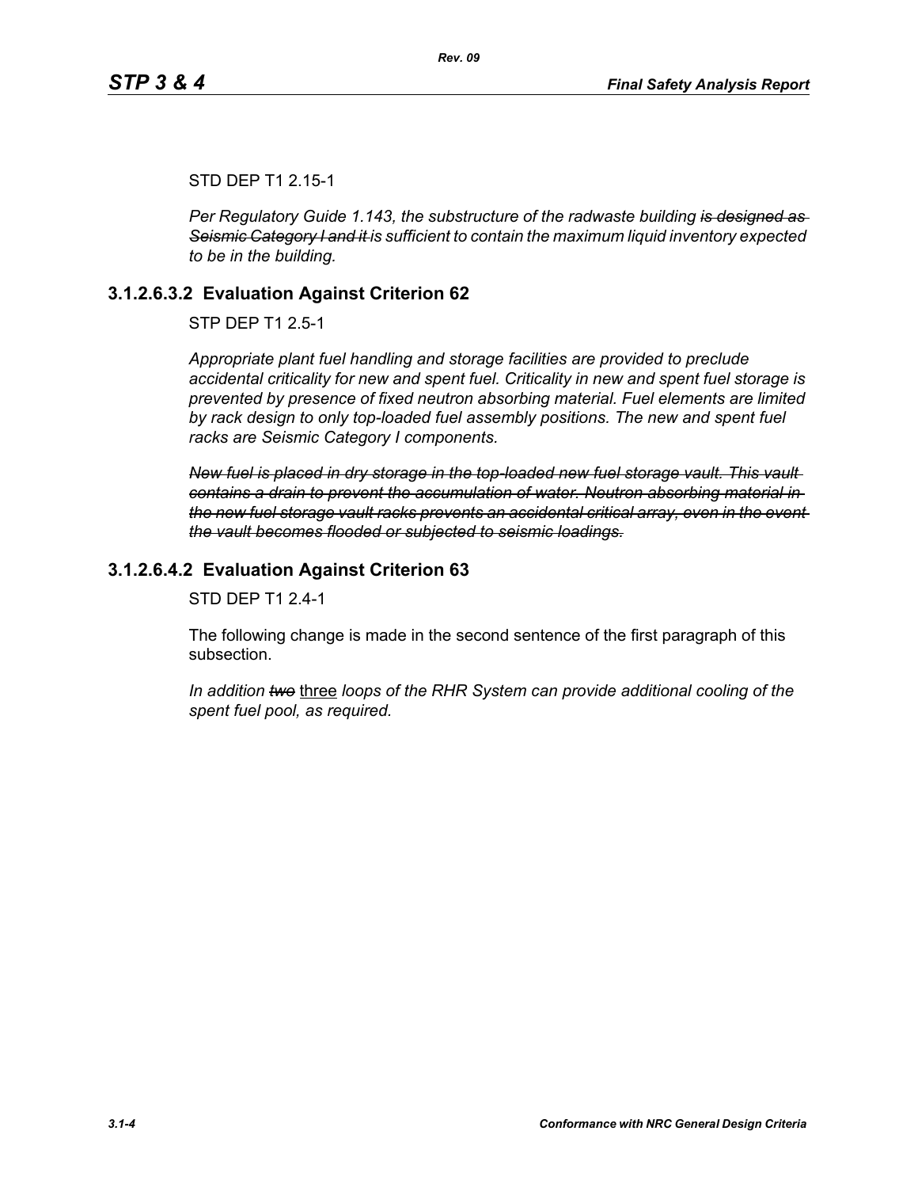STD DEP T1 2.15-1

*Per Regulatory Guide 1.143, the substructure of the radwaste building ~~is designed as Seismic Category I and it~~ is sufficient to contain the maximum liquid inventory expected to be in the building.*

### 3.1.2.6.3.2 Evaluation Against Criterion 62

STP DEP T1 2.5-1

*Appropriate plant fuel handling and storage facilities are provided to preclude accidental criticality for new and spent fuel. Criticality in new and spent fuel storage is prevented by presence of fixed neutron absorbing material. Fuel elements are limited by rack design to only top-loaded fuel assembly positions. The new and spent fuel racks are Seismic Category I components.*

*~~New fuel is placed in dry storage in the top-loaded new fuel storage vault. This vault contains a drain to prevent the accumulation of water. Neutron absorbing material in the new fuel storage vault racks prevents an accidental critical array, even in the event the vault becomes flooded or subjected to seismic loadings.~~*

### 3.1.2.6.4.2 Evaluation Against Criterion 63

STD DEP T1 2.4-1

The following change is made in the second sentence of the first paragraph of this subsection.

*In addition ~~two~~* <u>three</u> *loops of the RHR System can provide additional cooling of the spent fuel pool, as required.*